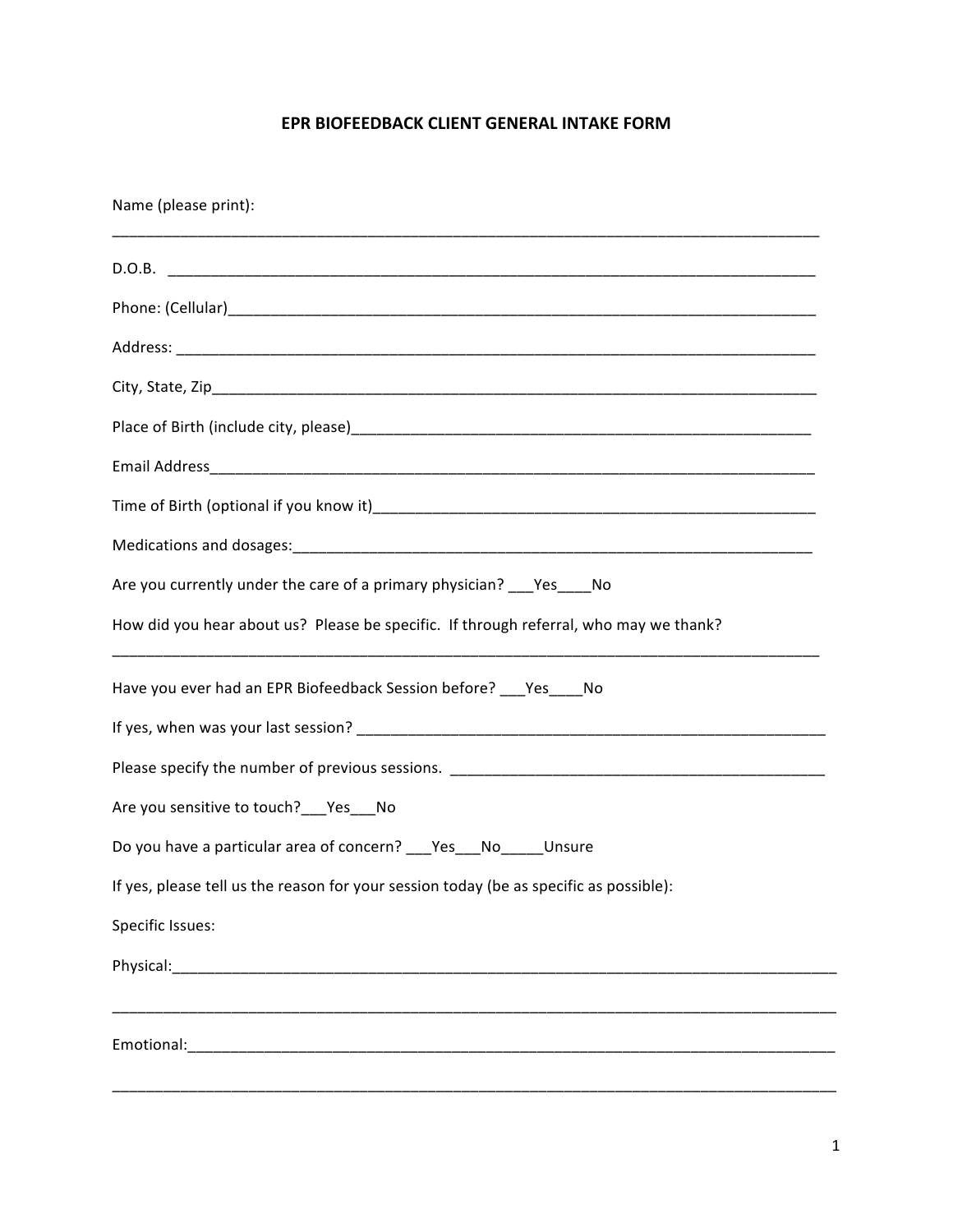# EPR BIOFEEDBACK CLIENT GENERAL INTAKE FORM

Name (please print):

_______________________________________________________________________________

D.O.B. ________________________________________________________________________

Phone: (Cellular)_______________________________________________________________

Address: ______________________________________________________________________

City, State, Zip_________________________________________________________________

Place of Birth (include city, please)_______________________________________________

Email Address__________________________________________________________________

Time of Birth (optional if you know it)____________________________________________

Medications and dosages:_________________________________________________________

Are you currently under the care of a primary physician? ___Yes____No

How did you hear about us? Please be specific. If through referral, who may we thank?

_______________________________________________________________________________

Have you ever had an EPR Biofeedback Session before? ___Yes____No

If yes, when was your last session? _______________________________________________

Please specify the number of previous sessions. _____________________________________

Are you sensitive to touch?___Yes___No

Do you have a particular area of concern? ___Yes___No_____Unsure

If yes, please tell us the reason for your session today (be as specific as possible):

Specific Issues:

Physical:______________________________________________________________________

_______________________________________________________________________________

Emotional:_____________________________________________________________________

_______________________________________________________________________________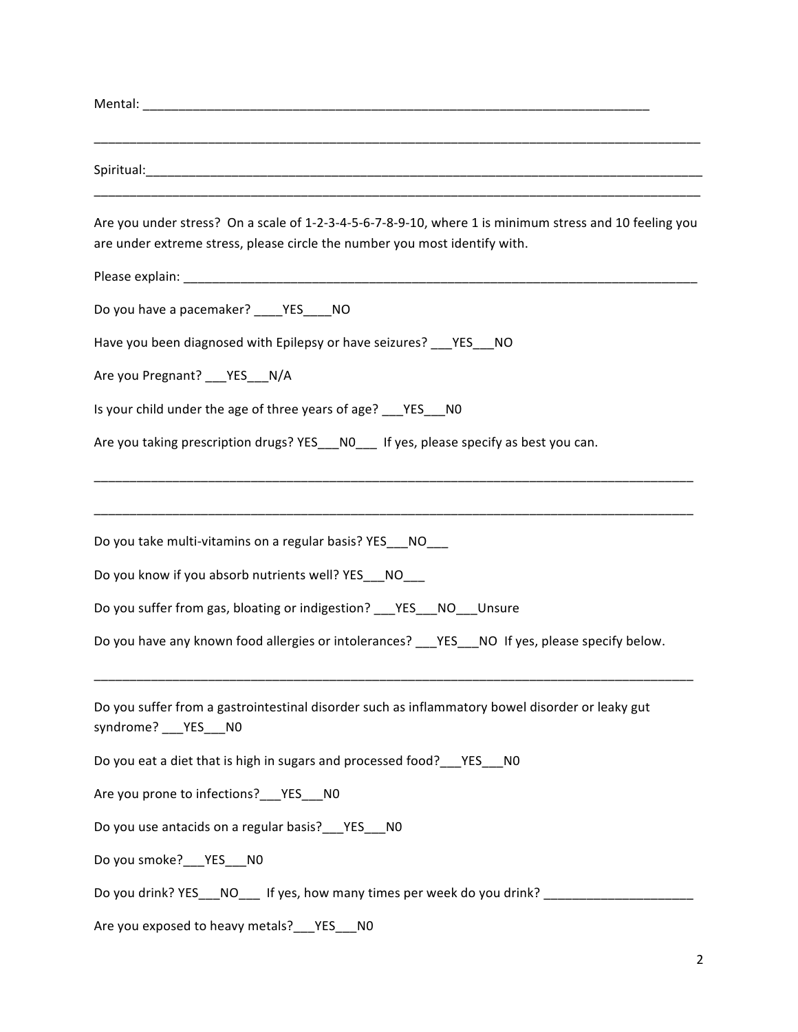Mental: ___________________________________________________________________________

_____________________________________________________________________________________

Spiritual:_____________________________________________________________________________

_____________________________________________________________________________________

Are you under stress? On a scale of 1-2-3-4-5-6-7-8-9-10, where 1 is minimum stress and 10 feeling you are under extreme stress, please circle the number you most identify with.

Please explain: ___________________________________________________________________________

Do you have a pacemaker? ____YES____NO

Have you been diagnosed with Epilepsy or have seizures? ___YES___NO

Are you Pregnant? ___YES___N/A

Is your child under the age of three years of age? ___YES___N0

Are you taking prescription drugs? YES___N0___ If yes, please specify as best you can.

_____________________________________________________________________________________

_____________________________________________________________________________________

Do you take multi-vitamins on a regular basis? YES___NO___

Do you know if you absorb nutrients well? YES___NO___

Do you suffer from gas, bloating or indigestion? ___YES___NO___Unsure

Do you have any known food allergies or intolerances? ___YES___NO If yes, please specify below.

_____________________________________________________________________________________

Do you suffer from a gastrointestinal disorder such as inflammatory bowel disorder or leaky gut syndrome? ___YES___N0

Do you eat a diet that is high in sugars and processed food?___YES___N0

Are you prone to infections?___YES___N0

Do you use antacids on a regular basis?___YES___N0

Do you smoke?___YES___N0

Do you drink? YES___NO___ If yes, how many times per week do you drink? _____________________

Are you exposed to heavy metals?___YES___N0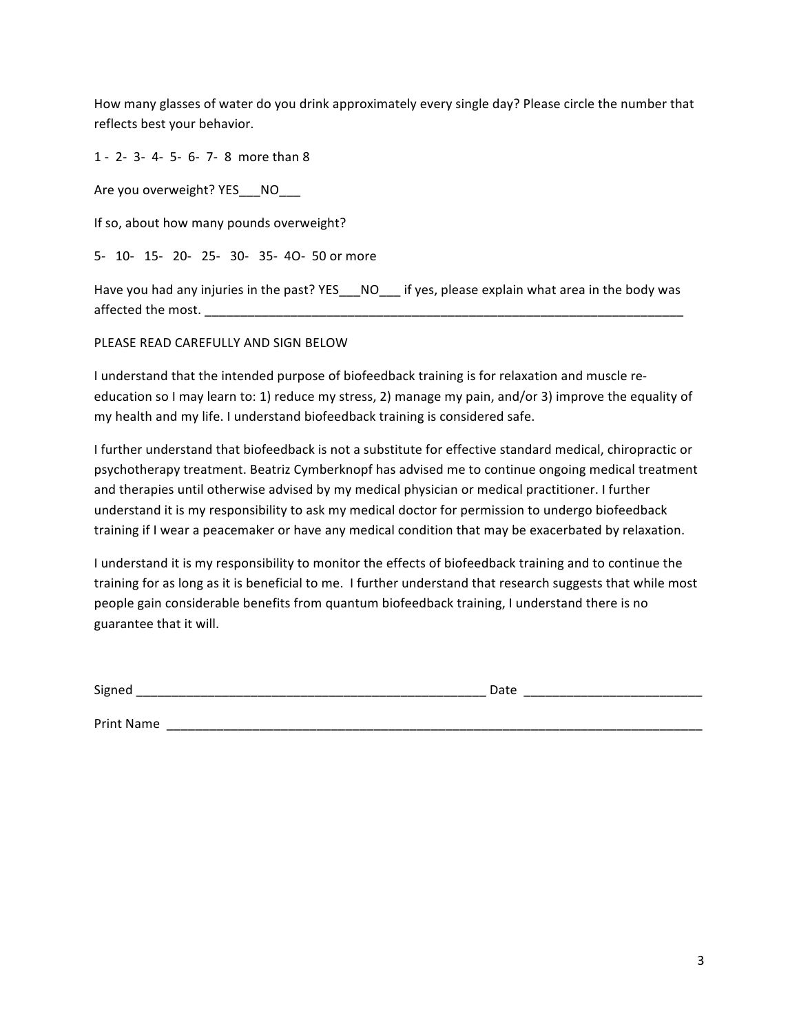How many glasses of water do you drink approximately every single day? Please circle the number that reflects best your behavior.

1 - 2- 3- 4- 5- 6- 7- 8 more than 8

Are you overweight? YES___NO___

If so, about how many pounds overweight?

5- 10- 15- 20- 25- 30- 35- 4O- 50 or more

Have you had any injuries in the past? YES___NO___ if yes, please explain what area in the body was affected the most. ______________________________________________________________________

PLEASE READ CAREFULLY AND SIGN BELOW

I understand that the intended purpose of biofeedback training is for relaxation and muscle re-education so I may learn to: 1) reduce my stress, 2) manage my pain, and/or 3) improve the equality of my health and my life. I understand biofeedback training is considered safe.

I further understand that biofeedback is not a substitute for effective standard medical, chiropractic or psychotherapy treatment. Beatriz Cymberknopf has advised me to continue ongoing medical treatment and therapies until otherwise advised by my medical physician or medical practitioner. I further understand it is my responsibility to ask my medical doctor for permission to undergo biofeedback training if I wear a peacemaker or have any medical condition that may be exacerbated by relaxation.

I understand it is my responsibility to monitor the effects of biofeedback training and to continue the training for as long as it is beneficial to me. I further understand that research suggests that while most people gain considerable benefits from quantum biofeedback training, I understand there is no guarantee that it will.

Signed ___________________________________________________ Date _________________________

Print Name ________________________________________________________________________________